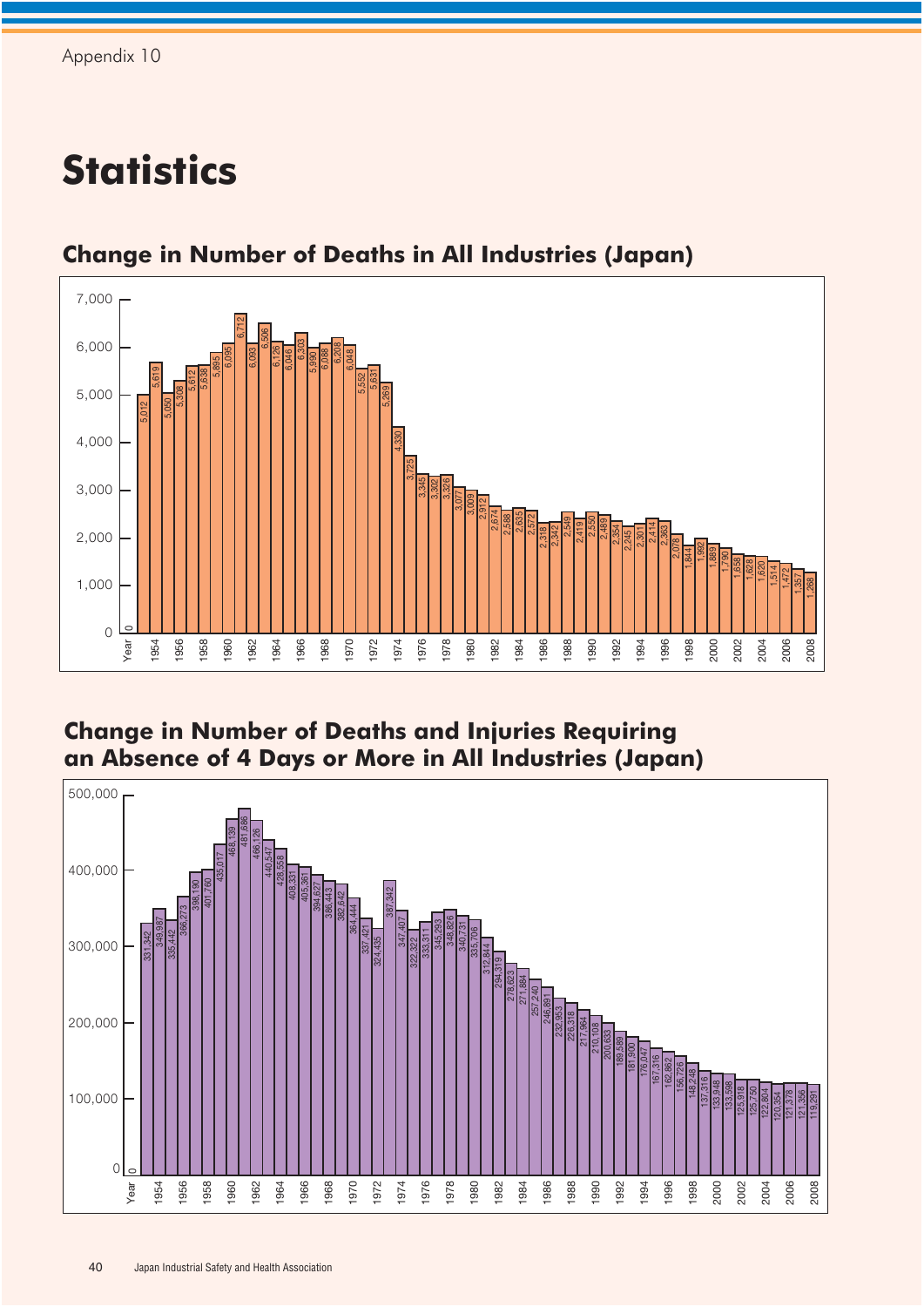Appendix 10

# Statistics

## Change in Number of Deaths in All Industries (Japan)

| Year | Deaths |
|---|---|
| 1953 | 5,012 |
| 1954 | 5,619 |
| 1955 | 5,050 |
| 1956 | 5,308 |
| 1957 | 5,612 |
| 1958 | 5,638 |
| 1959 | 5,895 |
| 1960 | 6,095 |
| 1961 | 6,712 |
| 1962 | 6,093 |
| 1963 | 6,506 |
| 1964 | 6,126 |
| 1965 | 6,046 |
| 1966 | 6,303 |
| 1967 | 5,990 |
| 1968 | 6,088 |
| 1969 | 6,208 |
| 1970 | 6,048 |
| 1971 | 5,552 |
| 1972 | 5,631 |
| 1973 | 5,269 |
| 1974 | 4,330 |
| 1975 | 3,725 |
| 1976 | 3,345 |
| 1977 | 3,302 |
| 1978 | 3,326 |
| 1979 | 3,077 |
| 1980 | 3,009 |
| 1981 | 2,912 |
| 1982 | 2,674 |
| 1983 | 2,588 |
| 1984 | 2,635 |
| 1985 | 2,572 |
| 1986 | 2,318 |
| 1987 | 2,342 |
| 1988 | 2,549 |
| 1989 | 2,419 |
| 1990 | 2,550 |
| 1991 | 2,489 |
| 1992 | 2,354 |
| 1993 | 2,245 |
| 1994 | 2,301 |
| 1995 | 2,414 |
| 1996 | 2,363 |
| 1997 | 2,078 |
| 1998 | 1,844 |
| 1999 | 1,992 |
| 2000 | 1,889 |
| 2001 | 1,790 |
| 2002 | 1,658 |
| 2003 | 1,628 |
| 2004 | 1,620 |
| 2005 | 1,514 |
| 2006 | 1,472 |
| 2007 | 1,357 |
| 2008 | 1,268 |

## Change in Number of Deaths and Injuries Requiring an Absence of 4 Days or More in All Industries (Japan)

| Year | Deaths and Injuries |
|---|---|
| 1953 | 331,342 |
| 1954 | 349,987 |
| 1955 | 335,442 |
| 1956 | 366,273 |
| 1957 | 398,190 |
| 1958 | 401,760 |
| 1959 | 435,017 |
| 1960 | 468,139 |
| 1961 | 481,686 |
| 1962 | 466,126 |
| 1963 | 440,547 |
| 1964 | 428,558 |
| 1965 | 408,331 |
| 1966 | 405,361 |
| 1967 | 394,627 |
| 1968 | 386,443 |
| 1969 | 382,642 |
| 1970 | 364,444 |
| 1971 | 337,421 |
| 1972 | 324,435 |
| 1973 | 387,342 |
| 1974 | 347,407 |
| 1975 | 322,322 |
| 1976 | 333,311 |
| 1977 | 345,293 |
| 1978 | 348,826 |
| 1979 | 340,731 |
| 1980 | 335,706 |
| 1981 | 312,844 |
| 1982 | 294,319 |
| 1983 | 278,623 |
| 1984 | 271,884 |
| 1985 | 257,240 |
| 1986 | 246,891 |
| 1987 | 232,953 |
| 1988 | 226,318 |
| 1989 | 217,964 |
| 1990 | 210,108 |
| 1991 | 200,633 |
| 1992 | 189,589 |
| 1993 | 181,900 |
| 1994 | 176,047 |
| 1995 | 167,316 |
| 1996 | 162,862 |
| 1997 | 156,726 |
| 1998 | 148,248 |
| 1999 | 137,316 |
| 2000 | 133,948 |
| 2001 | 133,598 |
| 2002 | 125,918 |
| 2003 | 125,750 |
| 2004 | 122,804 |
| 2005 | 120,354 |
| 2006 | 121,378 |
| 2007 | 121,356 |
| 2008 | 119,291 |

Japan Industrial Safety and Health Association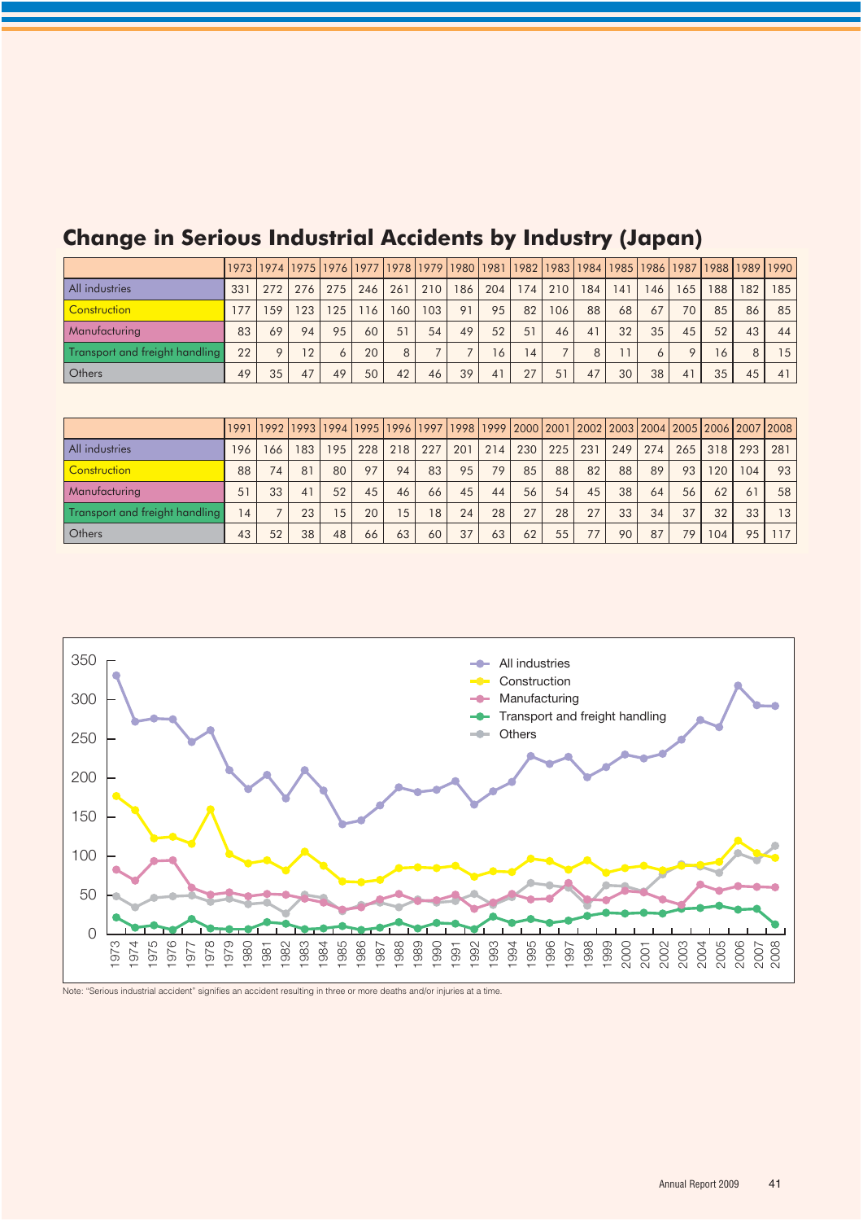## Change in Serious Industrial Accidents by Industry (Japan)

| | 1973 | 1974 | 1975 | 1976 | 1977 | 1978 | 1979 | 1980 | 1981 | 1982 | 1983 | 1984 | 1985 | 1986 | 1987 | 1988 | 1989 | 1990 |
|---|---|---|---|---|---|---|---|---|---|---|---|---|---|---|---|---|---|---|
| All industries | 331 | 272 | 276 | 275 | 246 | 261 | 210 | 186 | 204 | 174 | 210 | 184 | 141 | 146 | 165 | 188 | 182 | 185 |
| Construction | 177 | 159 | 123 | 125 | 116 | 160 | 103 | 91 | 95 | 82 | 106 | 88 | 68 | 67 | 70 | 85 | 86 | 85 |
| Manufacturing | 83 | 69 | 94 | 95 | 60 | 51 | 54 | 49 | 52 | 51 | 46 | 41 | 32 | 35 | 45 | 52 | 43 | 44 |
| Transport and freight handling | 22 | 9 | 12 | 6 | 20 | 8 | 7 | 7 | 16 | 14 | 7 | 8 | 11 | 6 | 9 | 16 | 8 | 15 |
| Others | 49 | 35 | 47 | 49 | 50 | 42 | 46 | 39 | 41 | 27 | 51 | 47 | 30 | 38 | 41 | 35 | 45 | 41 |

| | 1991 | 1992 | 1993 | 1994 | 1995 | 1996 | 1997 | 1998 | 1999 | 2000 | 2001 | 2002 | 2003 | 2004 | 2005 | 2006 | 2007 | 2008 |
|---|---|---|---|---|---|---|---|---|---|---|---|---|---|---|---|---|---|---|
| All industries | 196 | 166 | 183 | 195 | 228 | 218 | 227 | 201 | 214 | 230 | 225 | 231 | 249 | 274 | 265 | 318 | 293 | 281 |
| Construction | 88 | 74 | 81 | 80 | 97 | 94 | 83 | 95 | 79 | 85 | 88 | 82 | 88 | 89 | 93 | 120 | 104 | 93 |
| Manufacturing | 51 | 33 | 41 | 52 | 45 | 46 | 66 | 45 | 44 | 56 | 54 | 45 | 38 | 64 | 56 | 62 | 61 | 58 |
| Transport and freight handling | 14 | 7 | 23 | 15 | 20 | 15 | 18 | 24 | 28 | 27 | 28 | 27 | 33 | 34 | 37 | 32 | 33 | 13 |
| Others | 43 | 52 | 38 | 48 | 66 | 63 | 60 | 37 | 63 | 62 | 55 | 77 | 90 | 87 | 79 | 104 | 95 | 117 |

350
300
250
200
150
100
50
0

All industries
Construction
Manufacturing
Transport and freight handling
Others

1973 1974 1975 1976 1977 1978 1979 1980 1981 1982 1983 1984 1985 1986 1987 1988 1989 1990 1991 1992 1993 1994 1995 1996 1997 1998 1999 2000 2001 2002 2003 2004 2005 2006 2007 2008

Note: "Serious industrial accident" signifies an accident resulting in three or more deaths and/or injuries at a time.